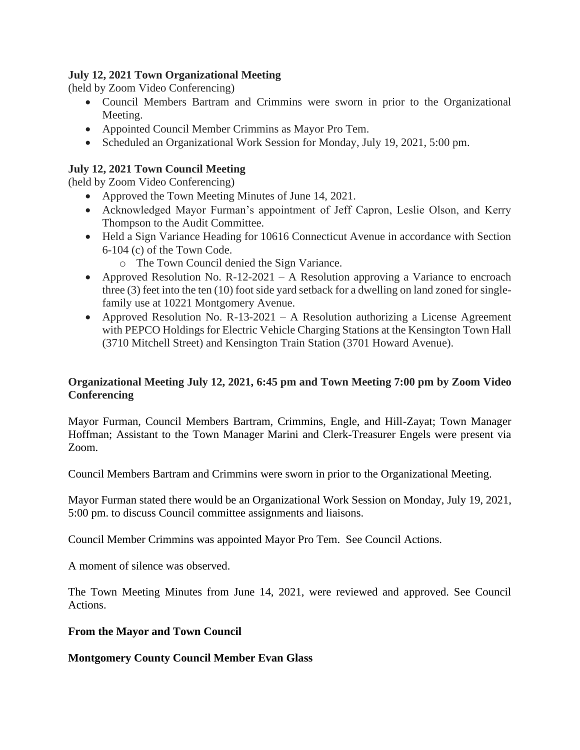**July 12, 2021 Town Organizational Meeting**
(held by Zoom Video Conferencing)

- Council Members Bartram and Crimmins were sworn in prior to the Organizational Meeting.
- Appointed Council Member Crimmins as Mayor Pro Tem.
- Scheduled an Organizational Work Session for Monday, July 19, 2021, 5:00 pm.

**July 12, 2021 Town Council Meeting**
(held by Zoom Video Conferencing)

- Approved the Town Meeting Minutes of June 14, 2021.
- Acknowledged Mayor Furman's appointment of Jeff Capron, Leslie Olson, and Kerry Thompson to the Audit Committee.
- Held a Sign Variance Heading for 10616 Connecticut Avenue in accordance with Section 6-104 (c) of the Town Code.
    - The Town Council denied the Sign Variance.
- Approved Resolution No. R-12-2021 – A Resolution approving a Variance to encroach three (3) feet into the ten (10) foot side yard setback for a dwelling on land zoned for single-family use at 10221 Montgomery Avenue.
- Approved Resolution No. R-13-2021 – A Resolution authorizing a License Agreement with PEPCO Holdings for Electric Vehicle Charging Stations at the Kensington Town Hall (3710 Mitchell Street) and Kensington Train Station (3701 Howard Avenue).

**Organizational Meeting July 12, 2021, 6:45 pm and Town Meeting 7:00 pm by Zoom Video Conferencing**

Mayor Furman, Council Members Bartram, Crimmins, Engle, and Hill-Zayat; Town Manager Hoffman; Assistant to the Town Manager Marini and Clerk-Treasurer Engels were present via Zoom.

Council Members Bartram and Crimmins were sworn in prior to the Organizational Meeting.

Mayor Furman stated there would be an Organizational Work Session on Monday, July 19, 2021, 5:00 pm. to discuss Council committee assignments and liaisons.

Council Member Crimmins was appointed Mayor Pro Tem. See Council Actions.

A moment of silence was observed.

The Town Meeting Minutes from June 14, 2021, were reviewed and approved. See Council Actions.

**From the Mayor and Town Council**

**Montgomery County Council Member Evan Glass**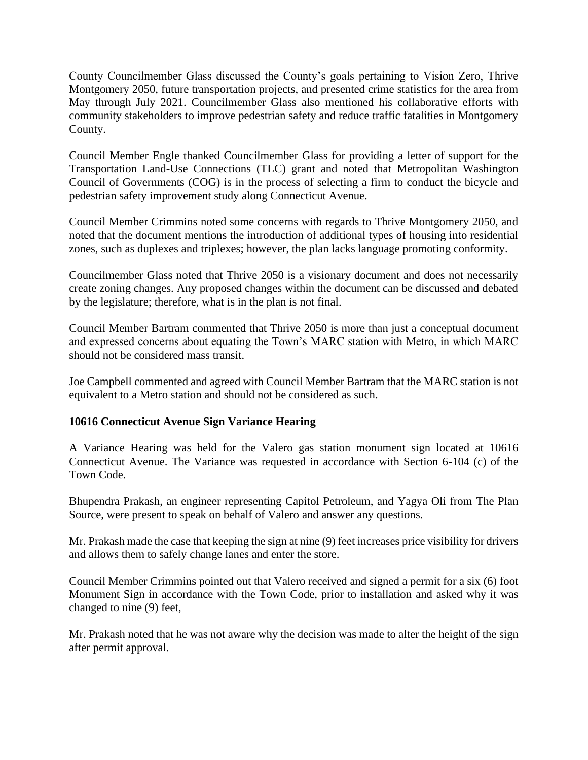County Councilmember Glass discussed the County's goals pertaining to Vision Zero, Thrive Montgomery 2050, future transportation projects, and presented crime statistics for the area from May through July 2021. Councilmember Glass also mentioned his collaborative efforts with community stakeholders to improve pedestrian safety and reduce traffic fatalities in Montgomery County.

Council Member Engle thanked Councilmember Glass for providing a letter of support for the Transportation Land-Use Connections (TLC) grant and noted that Metropolitan Washington Council of Governments (COG) is in the process of selecting a firm to conduct the bicycle and pedestrian safety improvement study along Connecticut Avenue.

Council Member Crimmins noted some concerns with regards to Thrive Montgomery 2050, and noted that the document mentions the introduction of additional types of housing into residential zones, such as duplexes and triplexes; however, the plan lacks language promoting conformity.

Councilmember Glass noted that Thrive 2050 is a visionary document and does not necessarily create zoning changes. Any proposed changes within the document can be discussed and debated by the legislature; therefore, what is in the plan is not final.

Council Member Bartram commented that Thrive 2050 is more than just a conceptual document and expressed concerns about equating the Town's MARC station with Metro, in which MARC should not be considered mass transit.

Joe Campbell commented and agreed with Council Member Bartram that the MARC station is not equivalent to a Metro station and should not be considered as such.

**10616 Connecticut Avenue Sign Variance Hearing**

A Variance Hearing was held for the Valero gas station monument sign located at 10616 Connecticut Avenue. The Variance was requested in accordance with Section 6-104 (c) of the Town Code.

Bhupendra Prakash, an engineer representing Capitol Petroleum, and Yagya Oli from The Plan Source, were present to speak on behalf of Valero and answer any questions.

Mr. Prakash made the case that keeping the sign at nine (9) feet increases price visibility for drivers and allows them to safely change lanes and enter the store.

Council Member Crimmins pointed out that Valero received and signed a permit for a six (6) foot Monument Sign in accordance with the Town Code, prior to installation and asked why it was changed to nine (9) feet,

Mr. Prakash noted that he was not aware why the decision was made to alter the height of the sign after permit approval.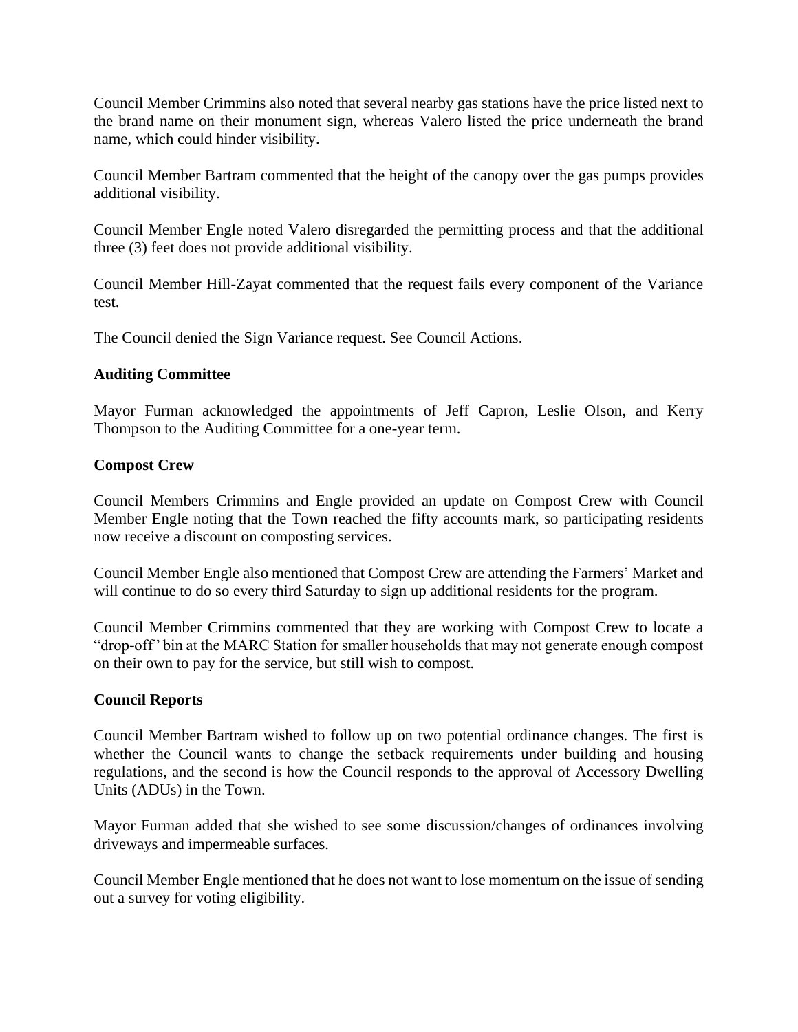Council Member Crimmins also noted that several nearby gas stations have the price listed next to the brand name on their monument sign, whereas Valero listed the price underneath the brand name, which could hinder visibility.

Council Member Bartram commented that the height of the canopy over the gas pumps provides additional visibility.

Council Member Engle noted Valero disregarded the permitting process and that the additional three (3) feet does not provide additional visibility.

Council Member Hill-Zayat commented that the request fails every component of the Variance test.

The Council denied the Sign Variance request. See Council Actions.

**Auditing Committee**

Mayor Furman acknowledged the appointments of Jeff Capron, Leslie Olson, and Kerry Thompson to the Auditing Committee for a one-year term.

**Compost Crew**

Council Members Crimmins and Engle provided an update on Compost Crew with Council Member Engle noting that the Town reached the fifty accounts mark, so participating residents now receive a discount on composting services.

Council Member Engle also mentioned that Compost Crew are attending the Farmers' Market and will continue to do so every third Saturday to sign up additional residents for the program.

Council Member Crimmins commented that they are working with Compost Crew to locate a "drop-off" bin at the MARC Station for smaller households that may not generate enough compost on their own to pay for the service, but still wish to compost.

**Council Reports**

Council Member Bartram wished to follow up on two potential ordinance changes. The first is whether the Council wants to change the setback requirements under building and housing regulations, and the second is how the Council responds to the approval of Accessory Dwelling Units (ADUs) in the Town.

Mayor Furman added that she wished to see some discussion/changes of ordinances involving driveways and impermeable surfaces.

Council Member Engle mentioned that he does not want to lose momentum on the issue of sending out a survey for voting eligibility.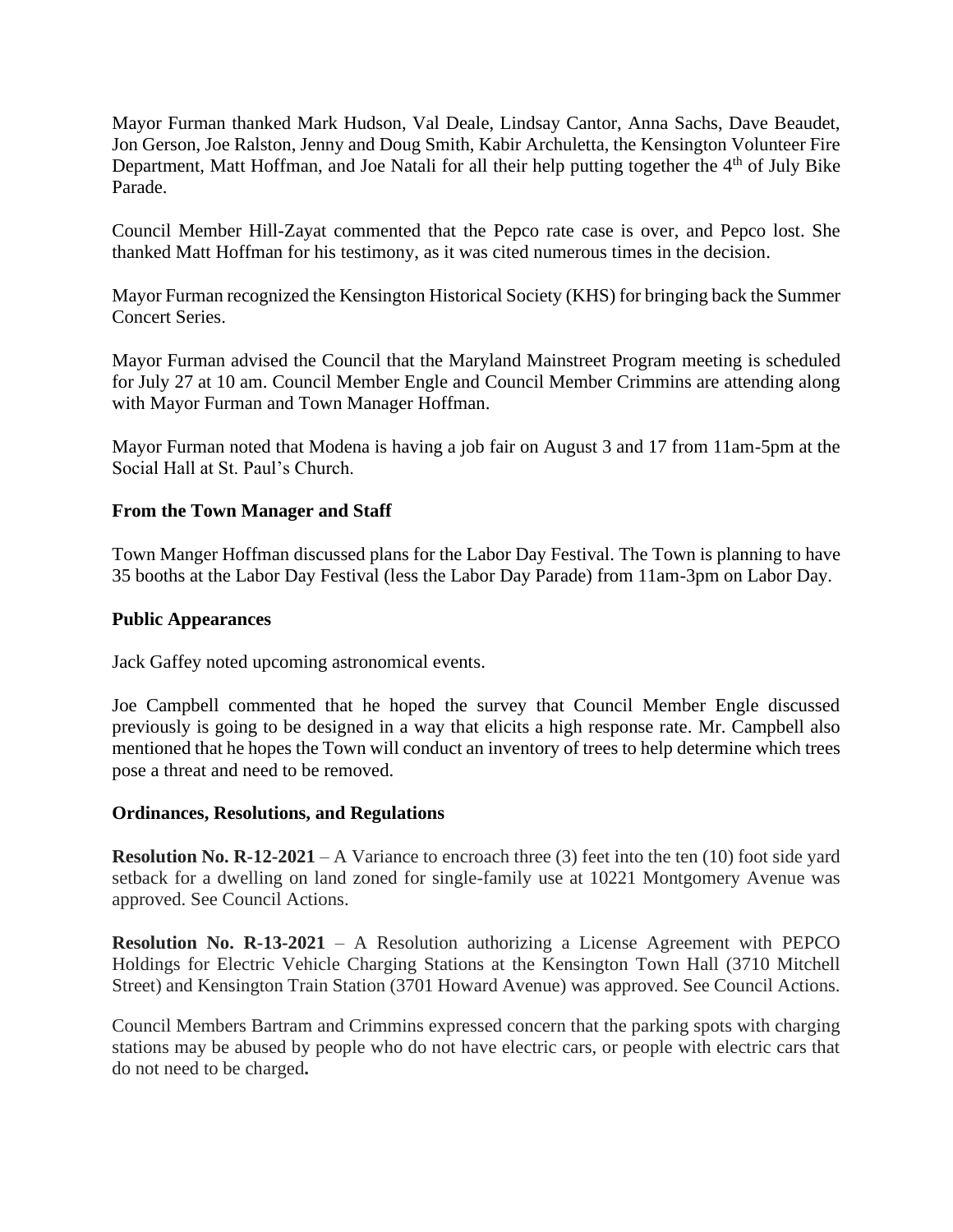Mayor Furman thanked Mark Hudson, Val Deale, Lindsay Cantor, Anna Sachs, Dave Beaudet, Jon Gerson, Joe Ralston, Jenny and Doug Smith, Kabir Archuletta, the Kensington Volunteer Fire Department, Matt Hoffman, and Joe Natali for all their help putting together the 4th of July Bike Parade.

Council Member Hill-Zayat commented that the Pepco rate case is over, and Pepco lost. She thanked Matt Hoffman for his testimony, as it was cited numerous times in the decision.

Mayor Furman recognized the Kensington Historical Society (KHS) for bringing back the Summer Concert Series.

Mayor Furman advised the Council that the Maryland Mainstreet Program meeting is scheduled for July 27 at 10 am. Council Member Engle and Council Member Crimmins are attending along with Mayor Furman and Town Manager Hoffman.

Mayor Furman noted that Modena is having a job fair on August 3 and 17 from 11am-5pm at the Social Hall at St. Paul's Church.

**From the Town Manager and Staff**

Town Manger Hoffman discussed plans for the Labor Day Festival. The Town is planning to have 35 booths at the Labor Day Festival (less the Labor Day Parade) from 11am-3pm on Labor Day.

**Public Appearances**

Jack Gaffey noted upcoming astronomical events.

Joe Campbell commented that he hoped the survey that Council Member Engle discussed previously is going to be designed in a way that elicits a high response rate. Mr. Campbell also mentioned that he hopes the Town will conduct an inventory of trees to help determine which trees pose a threat and need to be removed.

**Ordinances, Resolutions, and Regulations**

**Resolution No. R-12-2021** – A Variance to encroach three (3) feet into the ten (10) foot side yard setback for a dwelling on land zoned for single-family use at 10221 Montgomery Avenue was approved. See Council Actions.

**Resolution No. R-13-2021** – A Resolution authorizing a License Agreement with PEPCO Holdings for Electric Vehicle Charging Stations at the Kensington Town Hall (3710 Mitchell Street) and Kensington Train Station (3701 Howard Avenue) was approved. See Council Actions.

Council Members Bartram and Crimmins expressed concern that the parking spots with charging stations may be abused by people who do not have electric cars, or people with electric cars that do not need to be charged.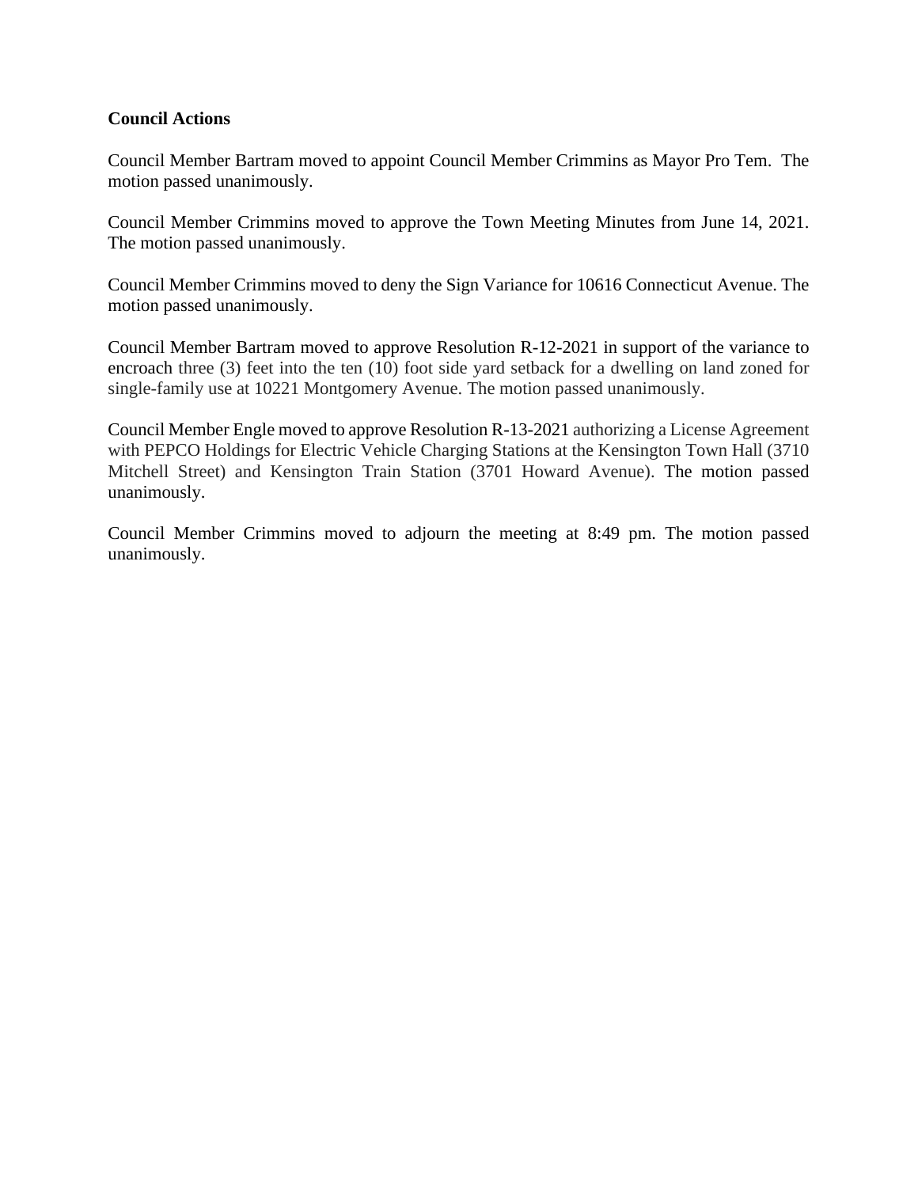**Council Actions**

Council Member Bartram moved to appoint Council Member Crimmins as Mayor Pro Tem. The motion passed unanimously.

Council Member Crimmins moved to approve the Town Meeting Minutes from June 14, 2021. The motion passed unanimously.

Council Member Crimmins moved to deny the Sign Variance for 10616 Connecticut Avenue. The motion passed unanimously.

Council Member Bartram moved to approve Resolution R-12-2021 in support of the variance to encroach three (3) feet into the ten (10) foot side yard setback for a dwelling on land zoned for single-family use at 10221 Montgomery Avenue. The motion passed unanimously.

Council Member Engle moved to approve Resolution R-13-2021 authorizing a License Agreement with PEPCO Holdings for Electric Vehicle Charging Stations at the Kensington Town Hall (3710 Mitchell Street) and Kensington Train Station (3701 Howard Avenue). The motion passed unanimously.

Council Member Crimmins moved to adjourn the meeting at 8:49 pm. The motion passed unanimously.